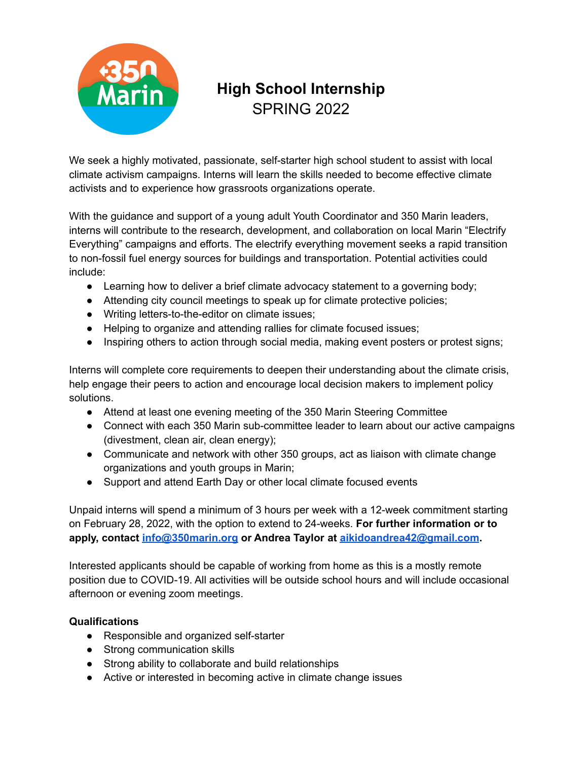# High School Internship

SPRING 2022

We seek a highly motivated, passionate, self-starter high school student to assist with local climate activism campaigns. Interns will learn the skills needed to become effective climate activists and to experience how grassroots organizations operate.

With the guidance and support of a young adult Youth Coordinator and 350 Marin leaders, interns will contribute to the research, development, and collaboration on local Marin "Electrify Everything" campaigns and efforts. The electrify everything movement seeks a rapid transition to non-fossil fuel energy sources for buildings and transportation. Potential activities could include:

- Learning how to deliver a brief climate advocacy statement to a governing body;
- Attending city council meetings to speak up for climate protective policies;
- Writing letters-to-the-editor on climate issues;
- Helping to organize and attending rallies for climate focused issues;
- Inspiring others to action through social media, making event posters or protest signs;

Interns will complete core requirements to deepen their understanding about the climate crisis, help engage their peers to action and encourage local decision makers to implement policy solutions.

- Attend at least one evening meeting of the 350 Marin Steering Committee
- Connect with each 350 Marin sub-committee leader to learn about our active campaigns (divestment, clean air, clean energy);
- Communicate and network with other 350 groups, act as liaison with climate change organizations and youth groups in Marin;
- Support and attend Earth Day or other local climate focused events

Unpaid interns will spend a minimum of 3 hours per week with a 12-week commitment starting on February 28, 2022, with the option to extend to 24-weeks. **For further information or to apply, contact info@350marin.org or Andrea Taylor at aikidoandrea42@gmail.com.**

Interested applicants should be capable of working from home as this is a mostly remote position due to COVID-19. All activities will be outside school hours and will include occasional afternoon or evening zoom meetings.

**Qualifications**

- Responsible and organized self-starter
- Strong communication skills
- Strong ability to collaborate and build relationships
- Active or interested in becoming active in climate change issues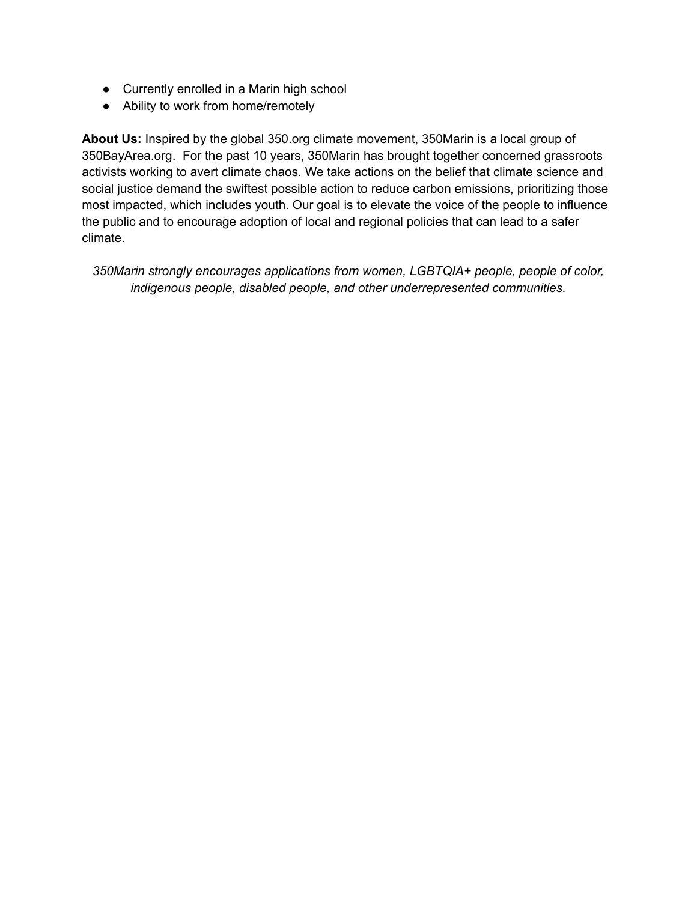- Currently enrolled in a Marin high school
- Ability to work from home/remotely

**About Us:** Inspired by the global 350.org climate movement, 350Marin is a local group of 350BayArea.org. For the past 10 years, 350Marin has brought together concerned grassroots activists working to avert climate chaos. We take actions on the belief that climate science and social justice demand the swiftest possible action to reduce carbon emissions, prioritizing those most impacted, which includes youth. Our goal is to elevate the voice of the people to influence the public and to encourage adoption of local and regional policies that can lead to a safer climate.

*350Marin strongly encourages applications from women, LGBTQIA+ people, people of color, indigenous people, disabled people, and other underrepresented communities.*